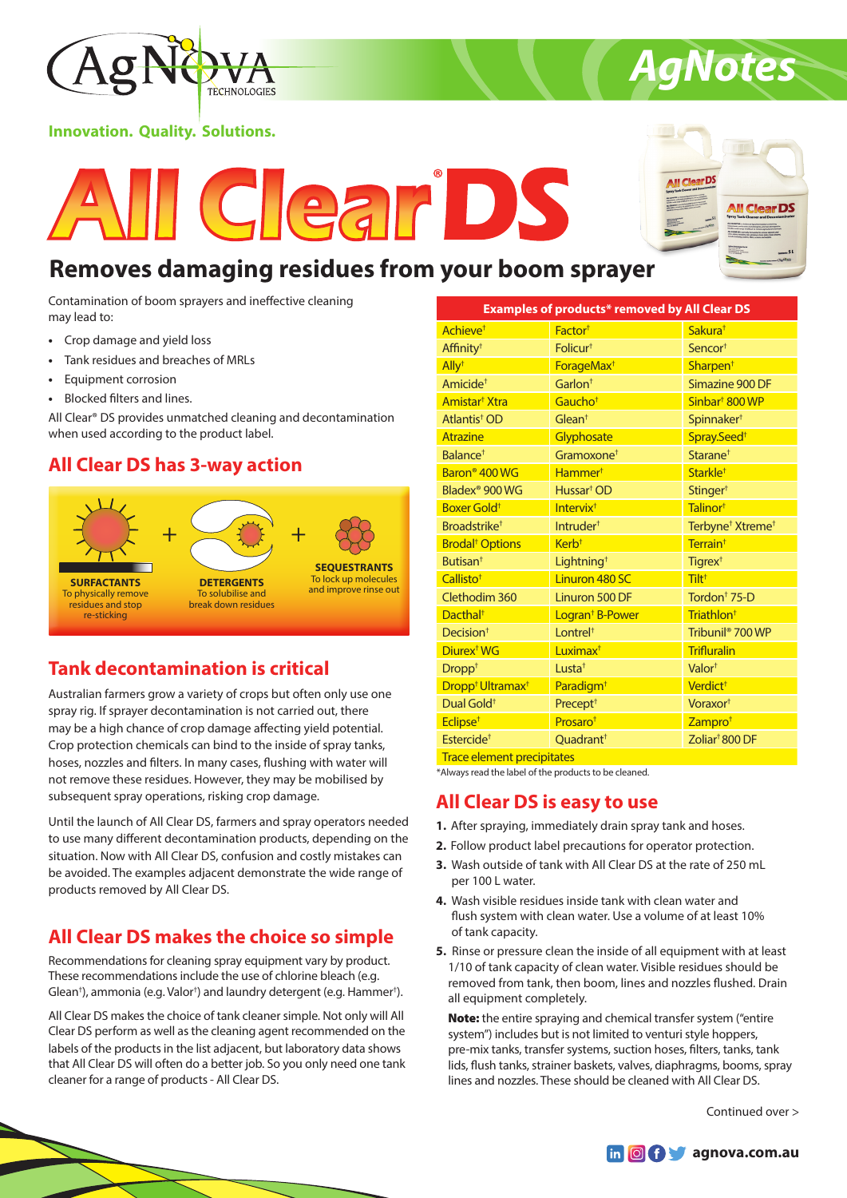# All Clear® DS

## Removes damaging residues from your boom sprayer

Innovation. Quality. Solutions.

Contamination of boom sprayers and ineffective cleaning may lead to:

- Crop damage and yield loss
- Tank residues and breaches of MRLs
- Equipment corrosion
- Blocked filters and lines.

All Clear® DS provides unmatched cleaning and decontamination when used according to the product label.

## All Clear DS has 3-way action

**SURFACTANTS** To physically remove residues and stop re-sticking + **DETERGENTS** To solubilise and break down residues + **SEQUESTRANTS** To lock up molecules and improve rinse out

## Tank decontamination is critical

Australian farmers grow a variety of crops but often only use one spray rig. If sprayer decontamination is not carried out, there may be a high chance of crop damage affecting yield potential. Crop protection chemicals can bind to the inside of spray tanks, hoses, nozzles and filters. In many cases, flushing with water will not remove these residues. However, they may be mobilised by subsequent spray operations, risking crop damage.

Until the launch of All Clear DS, farmers and spray operators needed to use many different decontamination products, depending on the situation. Now with All Clear DS, confusion and costly mistakes can be avoided. The examples adjacent demonstrate the wide range of products removed by All Clear DS.

## All Clear DS makes the choice so simple

Recommendations for cleaning spray equipment vary by product. These recommendations include the use of chlorine bleach (e.g. Glean†), ammonia (e.g. Valor†) and laundry detergent (e.g. Hammer†).

All Clear DS makes the choice of tank cleaner simple. Not only will All Clear DS perform as well as the cleaning agent recommended on the labels of the products in the list adjacent, but laboratory data shows that All Clear DS will often do a better job. So you only need one tank cleaner for a range of products - All Clear DS.

| Examples of products* removed by All Clear DS | | |
|---|---|---|
| Achieve† | Factor† | Sakura† |
| Affinity† | Folicur† | Sencor† |
| Ally† | ForageMax† | Sharpen† |
| Amicide† | Garlon† | Simazine 900 DF |
| Amistar† Xtra | Gaucho† | Sinbar† 800 WP |
| Atlantis† OD | Glean† | Spinnaker† |
| Atrazine | Glyphosate | Spray.Seed† |
| Balance† | Gramoxone† | Starane† |
| Baron® 400 WG | Hammer† | Starkle† |
| Bladex® 900 WG | Hussar† OD | Stinger† |
| Boxer Gold† | Intervix† | Talinor† |
| Broadstrike† | Intruder† | Terbyne† Xtreme† |
| Brodal† Options | Kerb† | Terrain† |
| Butisan† | Lightning† | Tigrex† |
| Callisto† | Linuron 480 SC | Tilt† |
| Clethodim 360 | Linuron 500 DF | Tordon† 75-D |
| Dacthal† | Logran† B-Power | Triathlon† |
| Decision† | Lontrel† | Tribunil® 700 WP |
| Diurex† WG | Luximax† | Trifluralin |
| Dropp† | Lusta† | Valor† |
| Dropp† Ultramax† | Paradigm† | Verdict† |
| Dual Gold† | Precept† | Voraxor† |
| Eclipse† | Prosaro† | Zampro† |
| Estercide† | Quadrant† | Zoliar† 800 DF |
| Trace element precipitates | | |

*Always read the label of the products to be cleaned.

## All Clear DS is easy to use

1. After spraying, immediately drain spray tank and hoses.
2. Follow product label precautions for operator protection.
3. Wash outside of tank with All Clear DS at the rate of 250 mL per 100 L water.
4. Wash visible residues inside tank with clean water and flush system with clean water. Use a volume of at least 10% of tank capacity.
5. Rinse or pressure clean the inside of all equipment with at least 1/10 of tank capacity of clean water. Visible residues should be removed from tank, then boom, lines and nozzles flushed. Drain all equipment completely.

**Note:** the entire spraying and chemical transfer system ("entire system") includes but is not limited to venturi style hoppers, pre-mix tanks, transfer systems, suction hoses, filters, tanks, tank lids, flush tanks, strainer baskets, valves, diaphragms, booms, spray lines and nozzles. These should be cleaned with All Clear DS.

Continued over >

agnova.com.au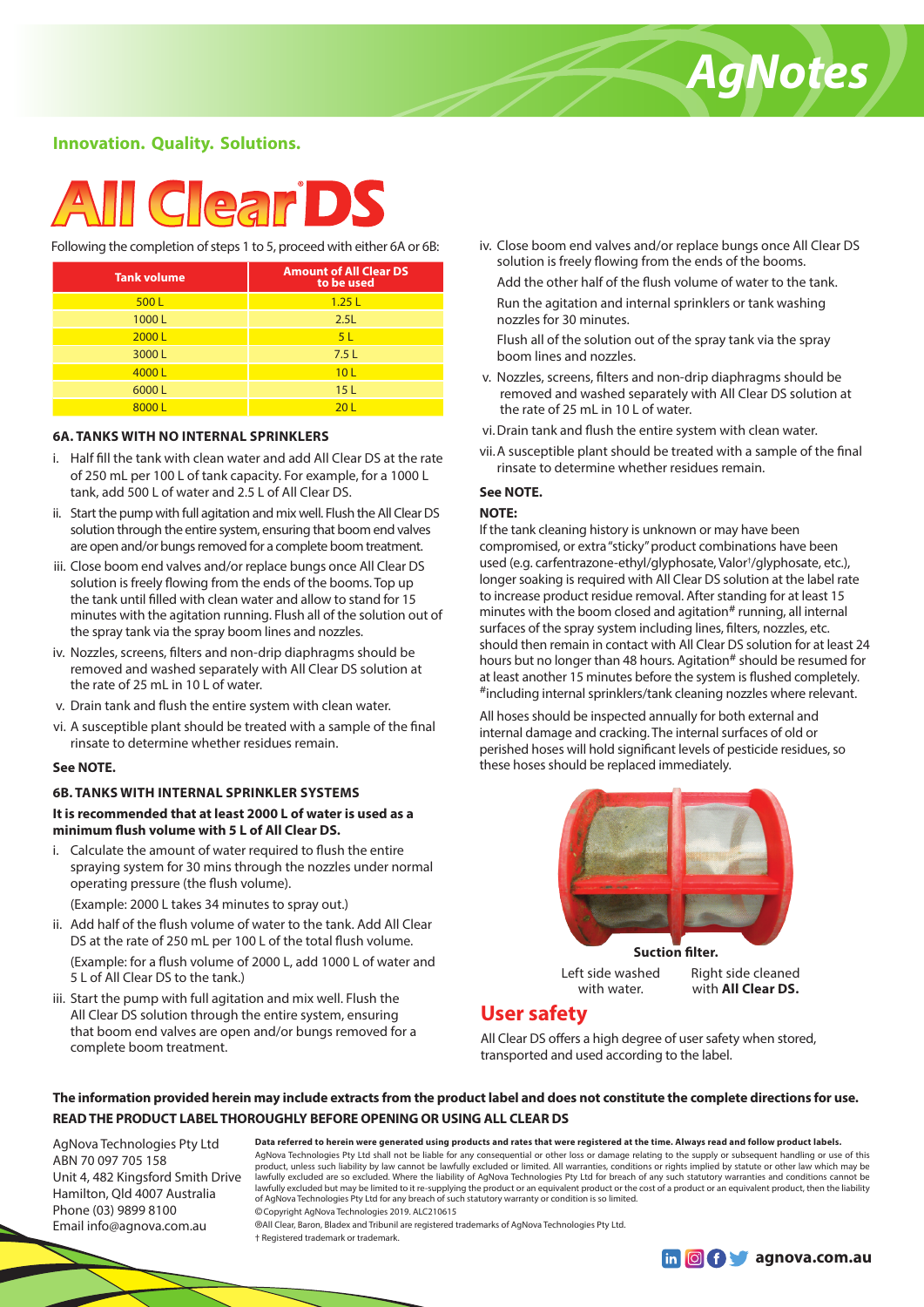# AgNotes

**Innovation. Quality. Solutions.**

# All Clear® DS

Following the completion of steps 1 to 5, proceed with either 6A or 6B:

| Tank volume | Amount of All Clear DS to be used |
|---|---|
| 500 L | 1.25 L |
| 1000 L | 2.5L |
| 2000 L | 5 L |
| 3000 L | 7.5 L |
| 4000 L | 10 L |
| 6000 L | 15 L |
| 8000 L | 20 L |

### 6A. TANKS WITH NO INTERNAL SPRINKLERS

i. Half fill the tank with clean water and add All Clear DS at the rate of 250 mL per 100 L of tank capacity. For example, for a 1000 L tank, add 500 L of water and 2.5 L of All Clear DS.

ii. Start the pump with full agitation and mix well. Flush the All Clear DS solution through the entire system, ensuring that boom end valves are open and/or bungs removed for a complete boom treatment.

iii. Close boom end valves and/or replace bungs once All Clear DS solution is freely flowing from the ends of the booms. Top up the tank until filled with clean water and allow to stand for 15 minutes with the agitation running. Flush all of the solution out of the spray tank via the spray boom lines and nozzles.

iv. Nozzles, screens, filters and non-drip diaphragms should be removed and washed separately with All Clear DS solution at the rate of 25 mL in 10 L of water.

v. Drain tank and flush the entire system with clean water.

vi. A susceptible plant should be treated with a sample of the final rinsate to determine whether residues remain.

**See NOTE.**

### 6B. TANKS WITH INTERNAL SPRINKLER SYSTEMS

**It is recommended that at least 2000 L of water is used as a minimum flush volume with 5 L of All Clear DS.**

i. Calculate the amount of water required to flush the entire spraying system for 30 mins through the nozzles under normal operating pressure (the flush volume).

   (Example: 2000 L takes 34 minutes to spray out.)

ii. Add half of the flush volume of water to the tank. Add All Clear DS at the rate of 250 mL per 100 L of the total flush volume.

   (Example: for a flush volume of 2000 L, add 1000 L of water and 5 L of All Clear DS to the tank.)

iii. Start the pump with full agitation and mix well. Flush the All Clear DS solution through the entire system, ensuring that boom end valves are open and/or bungs removed for a complete boom treatment.

iv. Close boom end valves and/or replace bungs once All Clear DS solution is freely flowing from the ends of the booms.

   Add the other half of the flush volume of water to the tank.

   Run the agitation and internal sprinklers or tank washing nozzles for 30 minutes.

   Flush all of the solution out of the spray tank via the spray boom lines and nozzles.

v. Nozzles, screens, filters and non-drip diaphragms should be removed and washed separately with All Clear DS solution at the rate of 25 mL in 10 L of water.

vi. Drain tank and flush the entire system with clean water.

vii. A susceptible plant should be treated with a sample of the final rinsate to determine whether residues remain.

**See NOTE.**

**NOTE:**

If the tank cleaning history is unknown or may have been compromised, or extra "sticky" product combinations have been used (e.g. carfentrazone-ethyl/glyphosate, Valor†/glyphosate, etc.), longer soaking is required with All Clear DS solution at the label rate to increase product residue removal. After standing for at least 15 minutes with the boom closed and agitation# running, all internal surfaces of the spray system including lines, filters, nozzles, etc. should then remain in contact with All Clear DS solution for at least 24 hours but no longer than 48 hours. Agitation# should be resumed for at least another 15 minutes before the system is flushed completely.
#including internal sprinklers/tank cleaning nozzles where relevant.

All hoses should be inspected annually for both external and internal damage and cracking. The internal surfaces of old or perished hoses will hold significant levels of pesticide residues, so these hoses should be replaced immediately.

**Suction filter.**

Left side washed with water. Right side cleaned with **All Clear DS.**

## User safety

All Clear DS offers a high degree of user safety when stored, transported and used according to the label.

**The information provided herein may include extracts from the product label and does not constitute the complete directions for use.**
**READ THE PRODUCT LABEL THOROUGHLY BEFORE OPENING OR USING ALL CLEAR DS**

AgNova Technologies Pty Ltd
ABN 70 097 705 158
Unit 4, 482 Kingsford Smith Drive
Hamilton, Qld 4007 Australia
Phone (03) 9899 8100
Email info@agnova.com.au

**Data referred to herein were generated using products and rates that were registered at the time. Always read and follow product labels.**
AgNova Technologies Pty Ltd shall not be liable for any consequential or other loss or damage relating to the supply or subsequent handling or use of this product, unless such liability by law cannot be lawfully excluded or limited. All warranties, conditions or rights implied by statute or other law which may be lawfully excluded are so excluded. Where the liability of AgNova Technologies Pty Ltd for breach of any such statutory warranties and conditions cannot be lawfully excluded but may be limited to it re-supplying the product or an equivalent product or the cost of a product or an equivalent product, then the liability of AgNova Technologies Pty Ltd for any breach of such statutory warranty or condition is so limited.
©Copyright AgNova Technologies 2019. ALC210615
®All Clear, Baron, Bladex and Tribunil are registered trademarks of AgNova Technologies Pty Ltd.
† Registered trademark or trademark.

agnova.com.au